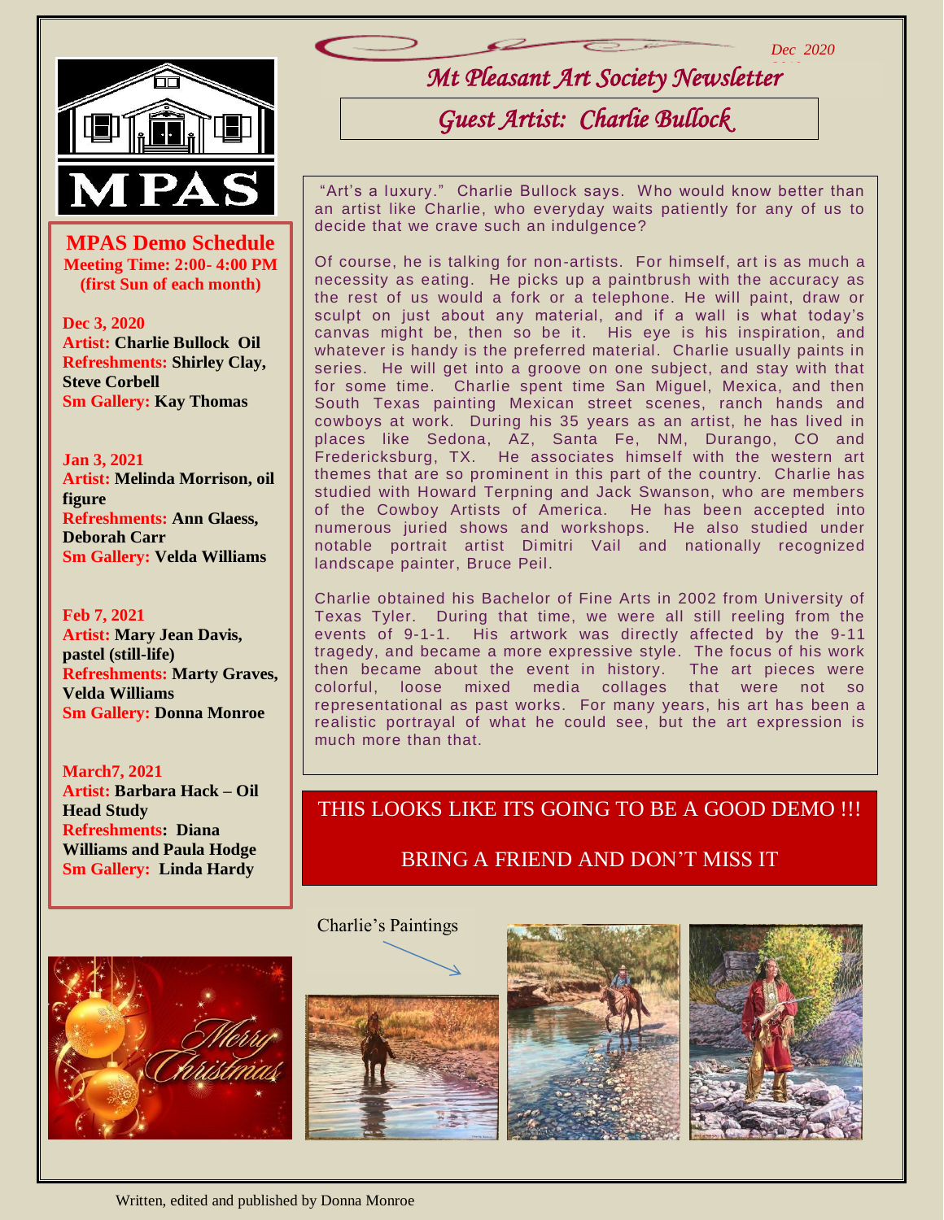Dec 2020

# Mt Pleasant Art Society Newsletter

## Guest Artist: Charlie Bullock

"Art's a luxury." Charlie Bullock says. Who would know better than an artist like Charlie, who everyday waits patiently for any of us to decide that we crave such an indulgence?

Of course, he is talking for non-artists. For himself, art is as much a necessity as eating. He picks up a paintbrush with the accuracy as the rest of us would a fork or a telephone. He will paint, draw or sculpt on just about any material, and if a wall is what today's canvas might be, then so be it. His eye is his inspiration, and whatever is handy is the preferred material. Charlie usually paints in series. He will get into a groove on one subject, and stay with that for some time. Charlie spent time San Miguel, Mexica, and then South Texas painting Mexican street scenes, ranch hands and cowboys at work. During his 35 years as an artist, he has lived in places like Sedona, AZ, Santa Fe, NM, Durango, CO and Fredericksburg, TX. He associates himself with the western art themes that are so prominent in this part of the country. Charlie has studied with Howard Terpning and Jack Swanson, who are members of the Cowboy Artists of America. He has been accepted into numerous juried shows and workshops. He also studied under notable portrait artist Dimitri Vail and nationally recognized landscape painter, Bruce Peil.

Charlie obtained his Bachelor of Fine Arts in 2002 from University of Texas Tyler. During that time, we were all still reeling from the events of 9-1-1. His artwork was directly affected by the 9-11 tragedy, and became a more expressive style. The focus of his work then became about the event in history. The art pieces were colorful, loose mixed media collages that were not so representational as past works. For many years, his art has been a realistic portrayal of what he could see, but the art expression is much more than that.

**THIS LOOKS LIKE ITS GOING TO BE A GOOD DEMO !!!**

**BRING A FRIEND AND DON'T MISS IT**

## MPAS Demo Schedule

**Meeting Time: 2:00- 4:00 PM (first Sun of each month)**

**Dec 3, 2020**
**Artist:** Charlie Bullock Oil
**Refreshments:** Shirley Clay, Steve Corbell
**Sm Gallery:** Kay Thomas

**Jan 3, 2021**
**Artist:** Melinda Morrison, oil figure
**Refreshments:** Ann Glaess, Deborah Carr
**Sm Gallery:** Velda Williams

**Feb 7, 2021**
**Artist:** Mary Jean Davis, pastel (still-life)
**Refreshments:** Marty Graves, Velda Williams
**Sm Gallery:** Donna Monroe

**March7, 2021**
**Artist:** Barbara Hack – Oil Head Study
**Refreshments:** Diana Williams and Paula Hodge
**Sm Gallery:** Linda Hardy

Charlie's Paintings

Written, edited and published by Donna Monroe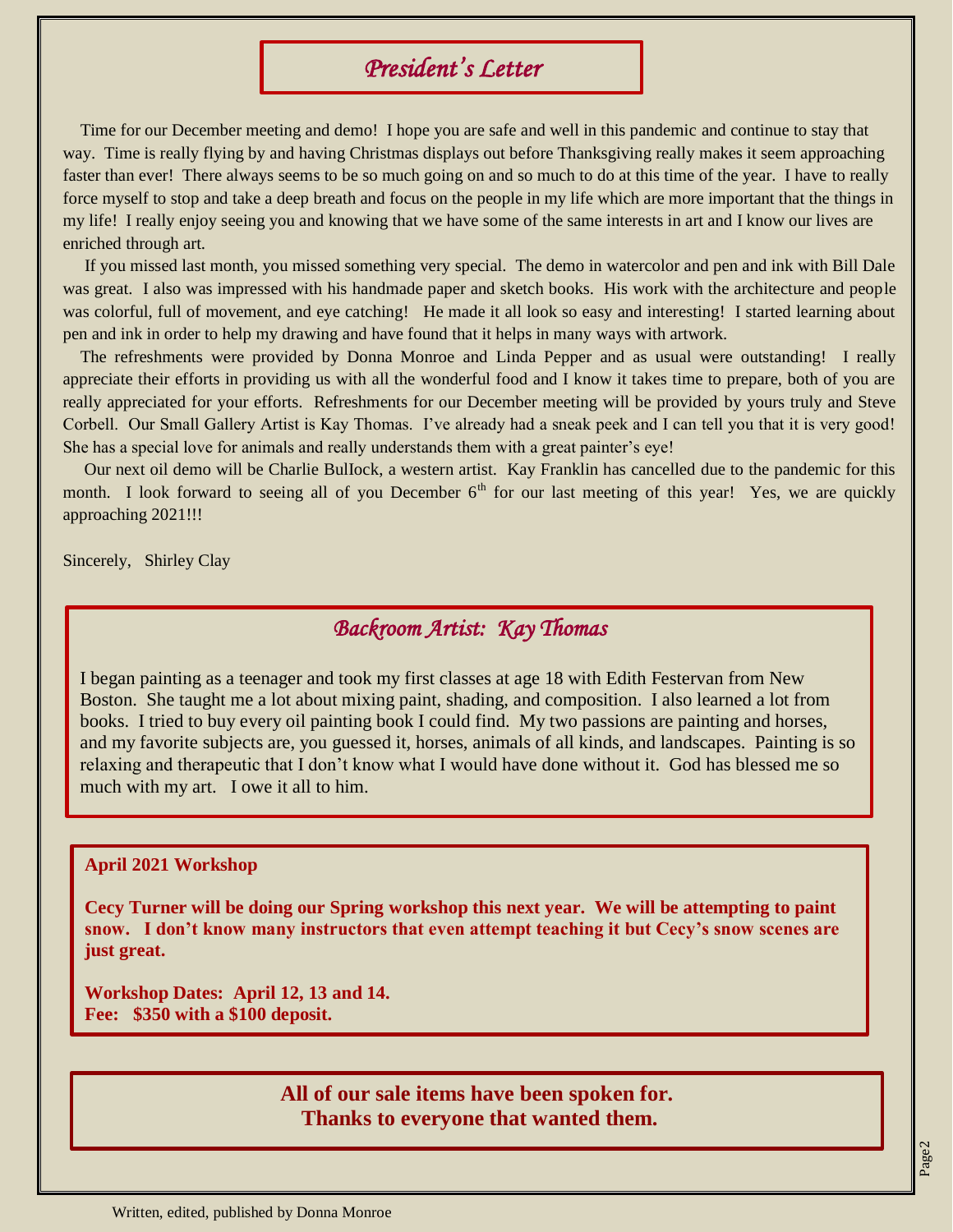## *President's Letter*

Time for our December meeting and demo! I hope you are safe and well in this pandemic and continue to stay that way. Time is really flying by and having Christmas displays out before Thanksgiving really makes it seem approaching faster than ever! There always seems to be so much going on and so much to do at this time of the year. I have to really force myself to stop and take a deep breath and focus on the people in my life which are more important that the things in my life! I really enjoy seeing you and knowing that we have some of the same interests in art and I know our lives are enriched through art.

If you missed last month, you missed something very special. The demo in watercolor and pen and ink with Bill Dale was great. I also was impressed with his handmade paper and sketch books. His work with the architecture and people was colorful, full of movement, and eye catching! He made it all look so easy and interesting! I started learning about pen and ink in order to help my drawing and have found that it helps in many ways with artwork.

The refreshments were provided by Donna Monroe and Linda Pepper and as usual were outstanding! I really appreciate their efforts in providing us with all the wonderful food and I know it takes time to prepare, both of you are really appreciated for your efforts. Refreshments for our December meeting will be provided by yours truly and Steve Corbell. Our Small Gallery Artist is Kay Thomas. I've already had a sneak peek and I can tell you that it is very good! She has a special love for animals and really understands them with a great painter's eye!

Our next oil demo will be Charlie BulIock, a western artist. Kay Franklin has cancelled due to the pandemic for this month. I look forward to seeing all of you December 6th for our last meeting of this year! Yes, we are quickly approaching 2021!!!

Sincerely, Shirley Clay

## *Backroom Artist: Kay Thomas*

I began painting as a teenager and took my first classes at age 18 with Edith Festervan from New Boston. She taught me a lot about mixing paint, shading, and composition. I also learned a lot from books. I tried to buy every oil painting book I could find. My two passions are painting and horses, and my favorite subjects are, you guessed it, horses, animals of all kinds, and landscapes. Painting is so relaxing and therapeutic that I don't know what I would have done without it. God has blessed me so much with my art. I owe it all to him.

**April 2021 Workshop**

**Cecy Turner will be doing our Spring workshop this next year. We will be attempting to paint snow. I don't know many instructors that even attempt teaching it but Cecy's snow scenes are just great.**

**Workshop Dates: April 12, 13 and 14.**
**Fee: $350 with a $100 deposit.**

**All of our sale items have been spoken for.**
**Thanks to everyone that wanted them.**

Written, edited, published by Donna Monroe